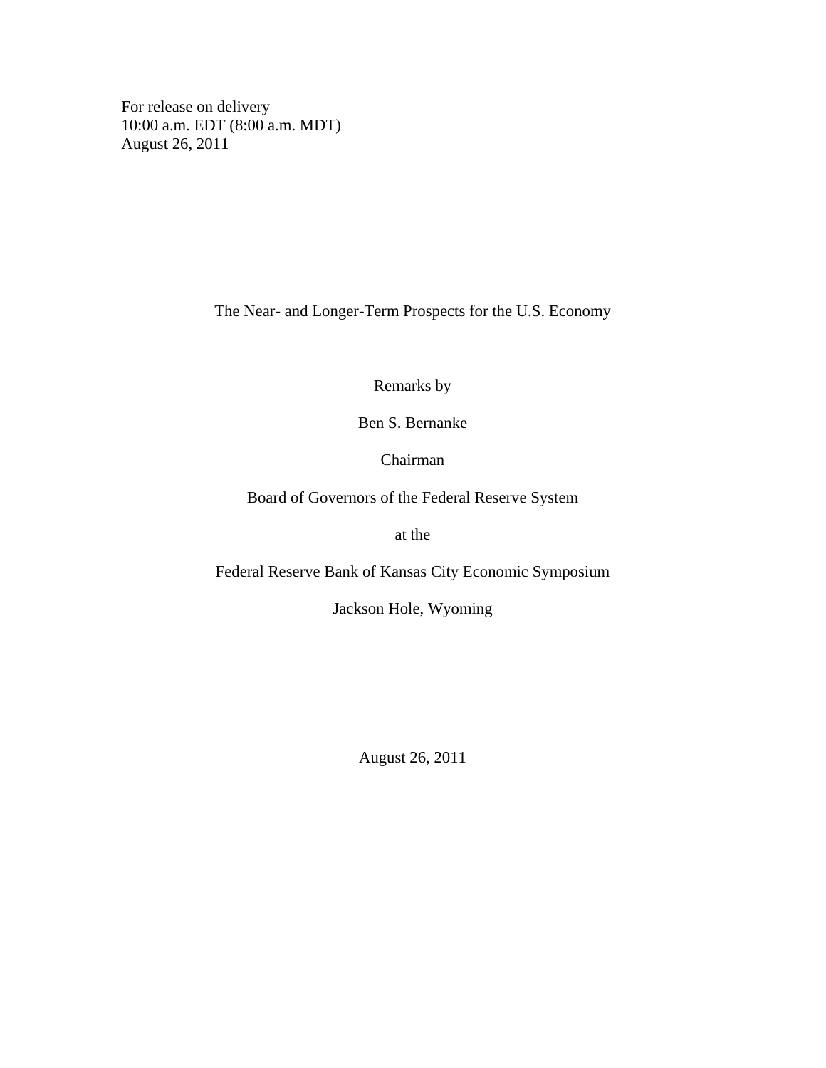For release on delivery
10:00 a.m. EDT (8:00 a.m. MDT)
August 26, 2011

# The Near- and Longer-Term Prospects for the U.S. Economy

Remarks by

Ben S. Bernanke

Chairman

Board of Governors of the Federal Reserve System

at the

Federal Reserve Bank of Kansas City Economic Symposium

Jackson Hole, Wyoming

August 26, 2011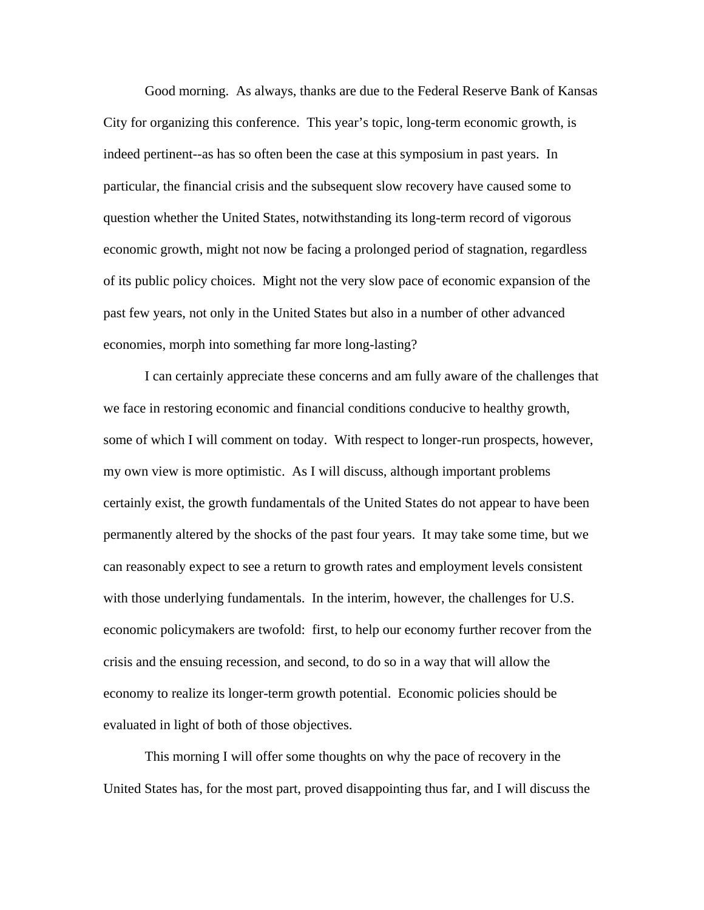Good morning. As always, thanks are due to the Federal Reserve Bank of Kansas City for organizing this conference. This year's topic, long-term economic growth, is indeed pertinent--as has so often been the case at this symposium in past years. In particular, the financial crisis and the subsequent slow recovery have caused some to question whether the United States, notwithstanding its long-term record of vigorous economic growth, might not now be facing a prolonged period of stagnation, regardless of its public policy choices. Might not the very slow pace of economic expansion of the past few years, not only in the United States but also in a number of other advanced economies, morph into something far more long-lasting?

I can certainly appreciate these concerns and am fully aware of the challenges that we face in restoring economic and financial conditions conducive to healthy growth, some of which I will comment on today. With respect to longer-run prospects, however, my own view is more optimistic. As I will discuss, although important problems certainly exist, the growth fundamentals of the United States do not appear to have been permanently altered by the shocks of the past four years. It may take some time, but we can reasonably expect to see a return to growth rates and employment levels consistent with those underlying fundamentals. In the interim, however, the challenges for U.S. economic policymakers are twofold: first, to help our economy further recover from the crisis and the ensuing recession, and second, to do so in a way that will allow the economy to realize its longer-term growth potential. Economic policies should be evaluated in light of both of those objectives.

This morning I will offer some thoughts on why the pace of recovery in the United States has, for the most part, proved disappointing thus far, and I will discuss the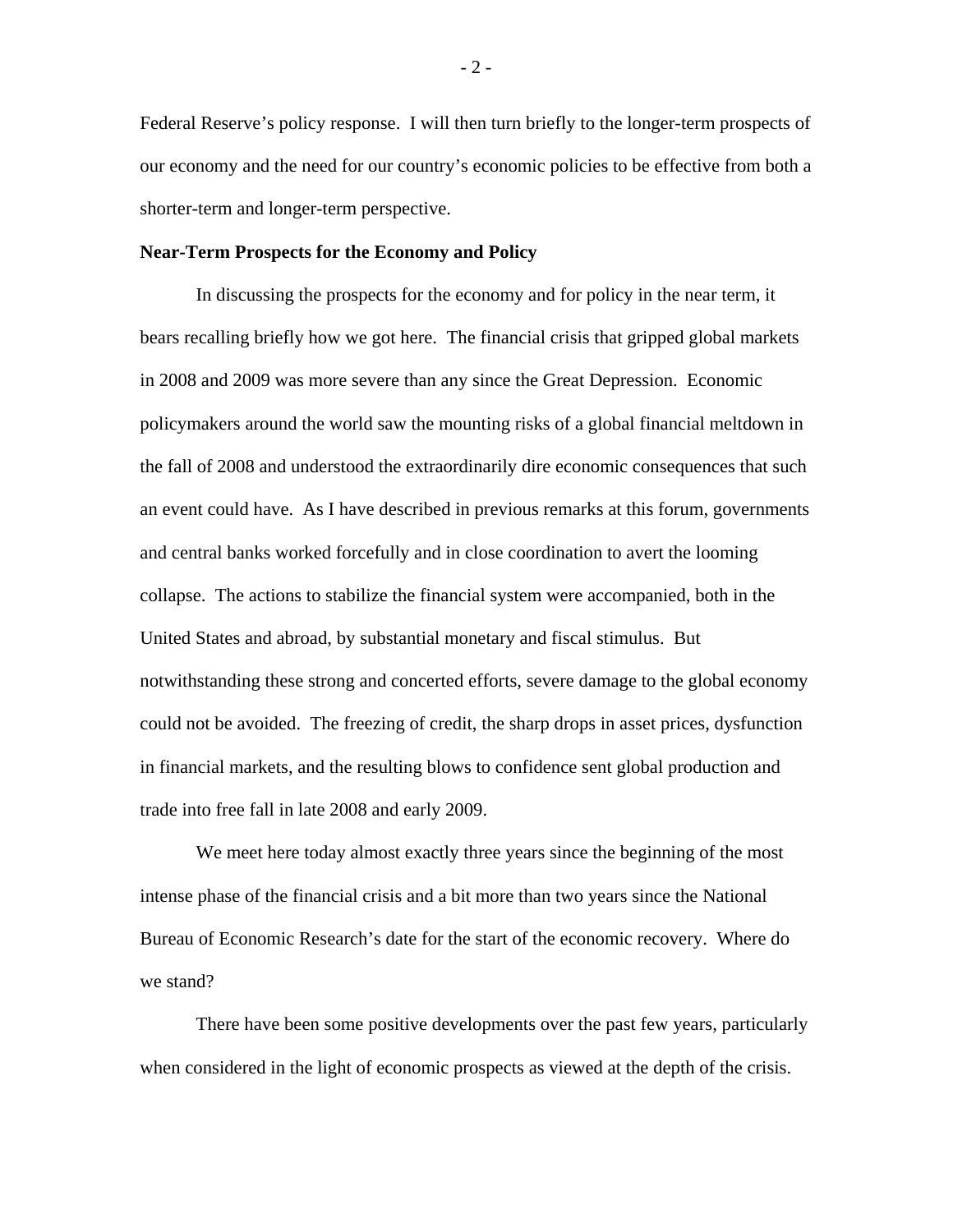Federal Reserve's policy response. I will then turn briefly to the longer-term prospects of our economy and the need for our country's economic policies to be effective from both a shorter-term and longer-term perspective.

**Near-Term Prospects for the Economy and Policy**

In discussing the prospects for the economy and for policy in the near term, it bears recalling briefly how we got here. The financial crisis that gripped global markets in 2008 and 2009 was more severe than any since the Great Depression. Economic policymakers around the world saw the mounting risks of a global financial meltdown in the fall of 2008 and understood the extraordinarily dire economic consequences that such an event could have. As I have described in previous remarks at this forum, governments and central banks worked forcefully and in close coordination to avert the looming collapse. The actions to stabilize the financial system were accompanied, both in the United States and abroad, by substantial monetary and fiscal stimulus. But notwithstanding these strong and concerted efforts, severe damage to the global economy could not be avoided. The freezing of credit, the sharp drops in asset prices, dysfunction in financial markets, and the resulting blows to confidence sent global production and trade into free fall in late 2008 and early 2009.

We meet here today almost exactly three years since the beginning of the most intense phase of the financial crisis and a bit more than two years since the National Bureau of Economic Research's date for the start of the economic recovery. Where do we stand?

There have been some positive developments over the past few years, particularly when considered in the light of economic prospects as viewed at the depth of the crisis.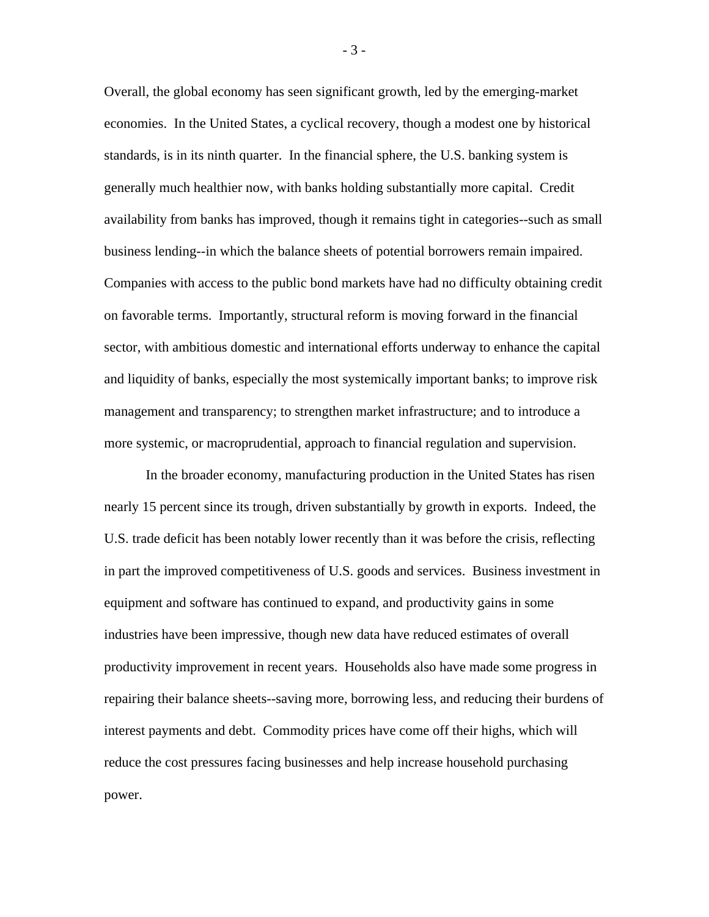Overall, the global economy has seen significant growth, led by the emerging-market economies. In the United States, a cyclical recovery, though a modest one by historical standards, is in its ninth quarter. In the financial sphere, the U.S. banking system is generally much healthier now, with banks holding substantially more capital. Credit availability from banks has improved, though it remains tight in categories--such as small business lending--in which the balance sheets of potential borrowers remain impaired. Companies with access to the public bond markets have had no difficulty obtaining credit on favorable terms. Importantly, structural reform is moving forward in the financial sector, with ambitious domestic and international efforts underway to enhance the capital and liquidity of banks, especially the most systemically important banks; to improve risk management and transparency; to strengthen market infrastructure; and to introduce a more systemic, or macroprudential, approach to financial regulation and supervision.

In the broader economy, manufacturing production in the United States has risen nearly 15 percent since its trough, driven substantially by growth in exports. Indeed, the U.S. trade deficit has been notably lower recently than it was before the crisis, reflecting in part the improved competitiveness of U.S. goods and services. Business investment in equipment and software has continued to expand, and productivity gains in some industries have been impressive, though new data have reduced estimates of overall productivity improvement in recent years. Households also have made some progress in repairing their balance sheets--saving more, borrowing less, and reducing their burdens of interest payments and debt. Commodity prices have come off their highs, which will reduce the cost pressures facing businesses and help increase household purchasing power.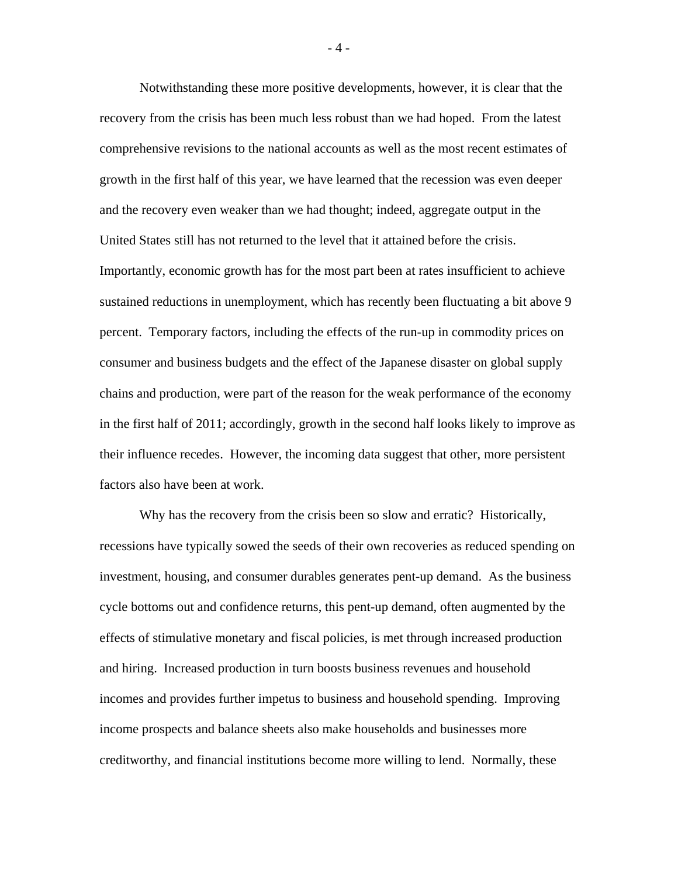Notwithstanding these more positive developments, however, it is clear that the recovery from the crisis has been much less robust than we had hoped. From the latest comprehensive revisions to the national accounts as well as the most recent estimates of growth in the first half of this year, we have learned that the recession was even deeper and the recovery even weaker than we had thought; indeed, aggregate output in the United States still has not returned to the level that it attained before the crisis. Importantly, economic growth has for the most part been at rates insufficient to achieve sustained reductions in unemployment, which has recently been fluctuating a bit above 9 percent. Temporary factors, including the effects of the run-up in commodity prices on consumer and business budgets and the effect of the Japanese disaster on global supply chains and production, were part of the reason for the weak performance of the economy in the first half of 2011; accordingly, growth in the second half looks likely to improve as their influence recedes. However, the incoming data suggest that other, more persistent factors also have been at work.

Why has the recovery from the crisis been so slow and erratic? Historically, recessions have typically sowed the seeds of their own recoveries as reduced spending on investment, housing, and consumer durables generates pent-up demand. As the business cycle bottoms out and confidence returns, this pent-up demand, often augmented by the effects of stimulative monetary and fiscal policies, is met through increased production and hiring. Increased production in turn boosts business revenues and household incomes and provides further impetus to business and household spending. Improving income prospects and balance sheets also make households and businesses more creditworthy, and financial institutions become more willing to lend. Normally, these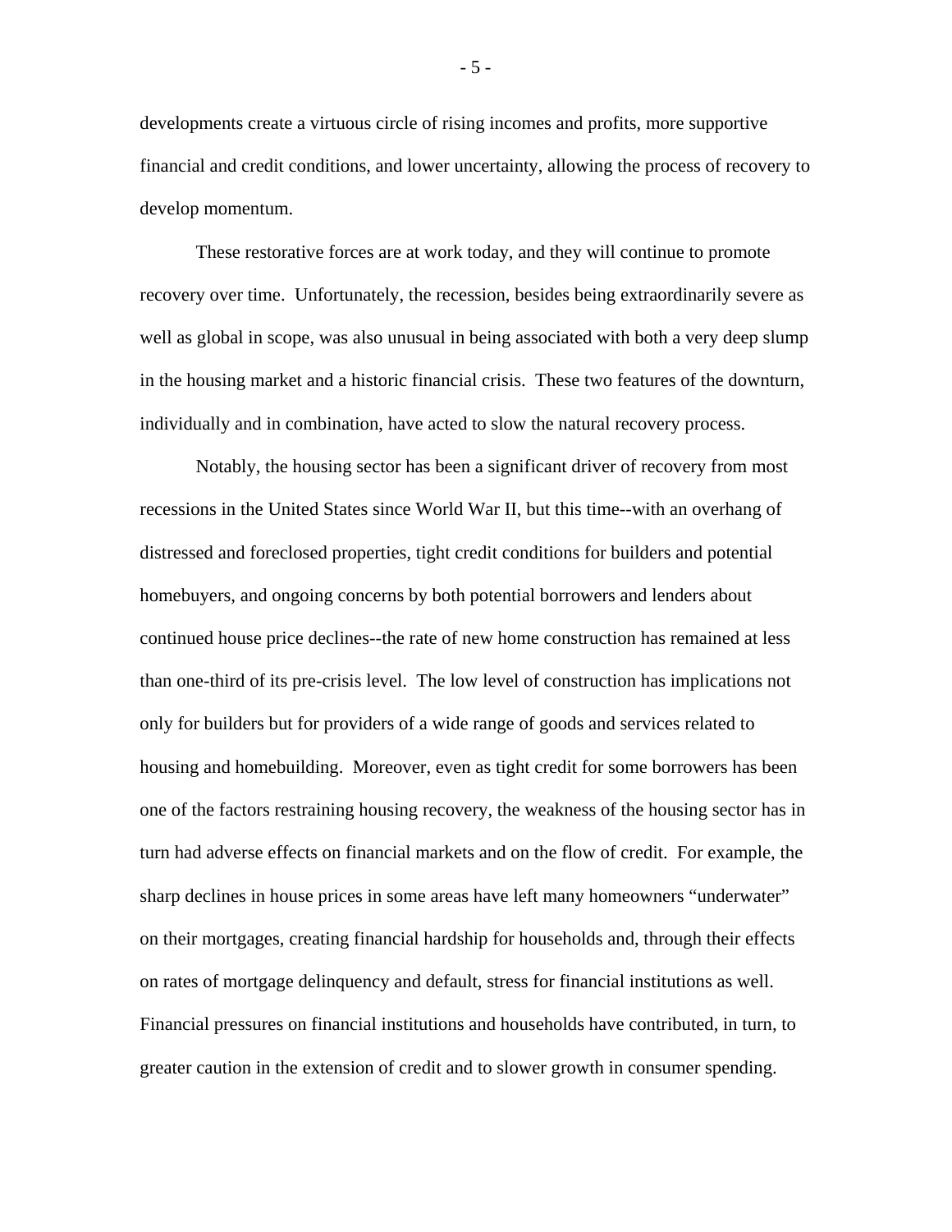developments create a virtuous circle of rising incomes and profits, more supportive financial and credit conditions, and lower uncertainty, allowing the process of recovery to develop momentum.

These restorative forces are at work today, and they will continue to promote recovery over time. Unfortunately, the recession, besides being extraordinarily severe as well as global in scope, was also unusual in being associated with both a very deep slump in the housing market and a historic financial crisis. These two features of the downturn, individually and in combination, have acted to slow the natural recovery process.

Notably, the housing sector has been a significant driver of recovery from most recessions in the United States since World War II, but this time--with an overhang of distressed and foreclosed properties, tight credit conditions for builders and potential homebuyers, and ongoing concerns by both potential borrowers and lenders about continued house price declines--the rate of new home construction has remained at less than one-third of its pre-crisis level. The low level of construction has implications not only for builders but for providers of a wide range of goods and services related to housing and homebuilding. Moreover, even as tight credit for some borrowers has been one of the factors restraining housing recovery, the weakness of the housing sector has in turn had adverse effects on financial markets and on the flow of credit. For example, the sharp declines in house prices in some areas have left many homeowners "underwater" on their mortgages, creating financial hardship for households and, through their effects on rates of mortgage delinquency and default, stress for financial institutions as well. Financial pressures on financial institutions and households have contributed, in turn, to greater caution in the extension of credit and to slower growth in consumer spending.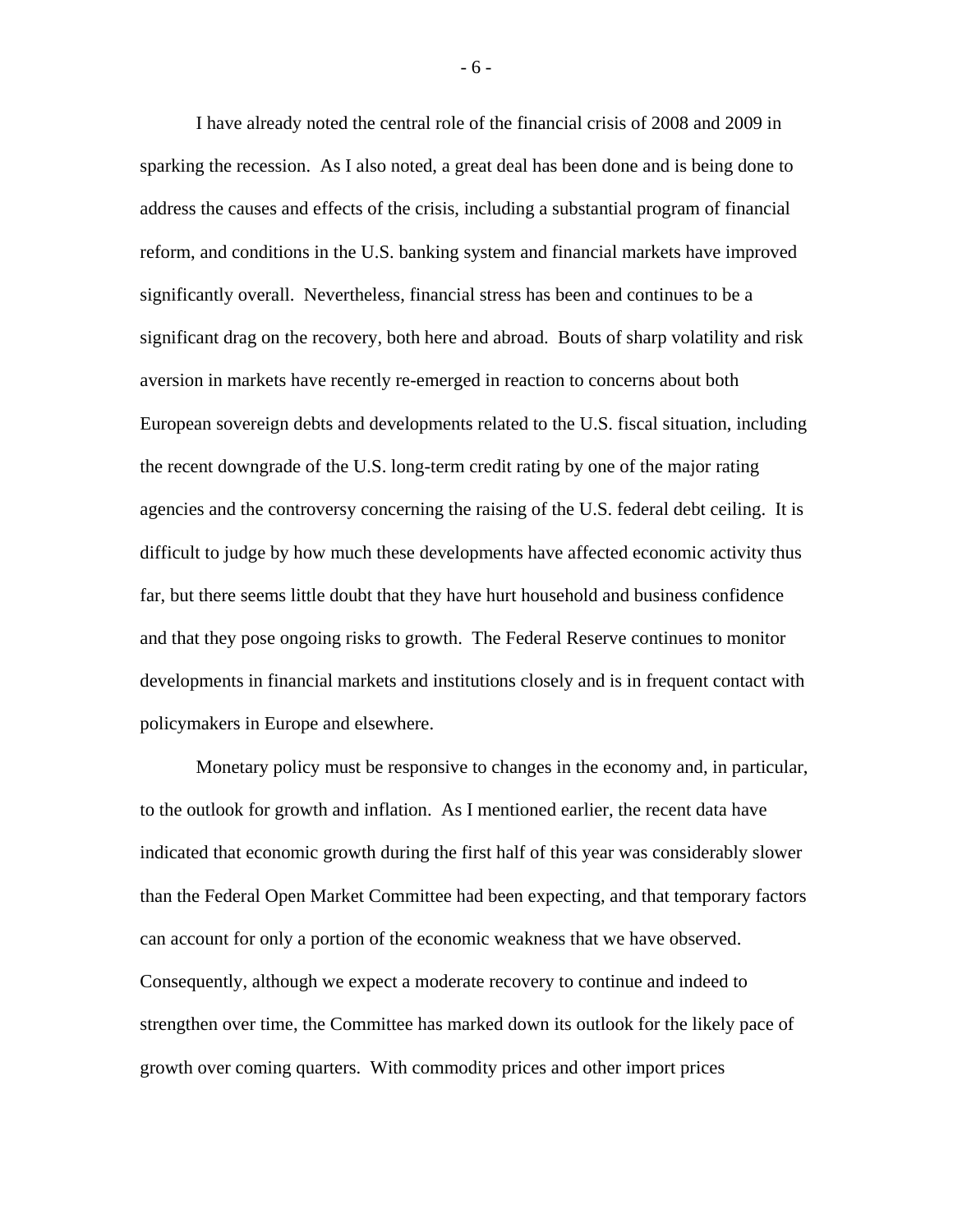I have already noted the central role of the financial crisis of 2008 and 2009 in sparking the recession. As I also noted, a great deal has been done and is being done to address the causes and effects of the crisis, including a substantial program of financial reform, and conditions in the U.S. banking system and financial markets have improved significantly overall. Nevertheless, financial stress has been and continues to be a significant drag on the recovery, both here and abroad. Bouts of sharp volatility and risk aversion in markets have recently re-emerged in reaction to concerns about both European sovereign debts and developments related to the U.S. fiscal situation, including the recent downgrade of the U.S. long-term credit rating by one of the major rating agencies and the controversy concerning the raising of the U.S. federal debt ceiling. It is difficult to judge by how much these developments have affected economic activity thus far, but there seems little doubt that they have hurt household and business confidence and that they pose ongoing risks to growth. The Federal Reserve continues to monitor developments in financial markets and institutions closely and is in frequent contact with policymakers in Europe and elsewhere.

Monetary policy must be responsive to changes in the economy and, in particular, to the outlook for growth and inflation. As I mentioned earlier, the recent data have indicated that economic growth during the first half of this year was considerably slower than the Federal Open Market Committee had been expecting, and that temporary factors can account for only a portion of the economic weakness that we have observed. Consequently, although we expect a moderate recovery to continue and indeed to strengthen over time, the Committee has marked down its outlook for the likely pace of growth over coming quarters. With commodity prices and other import prices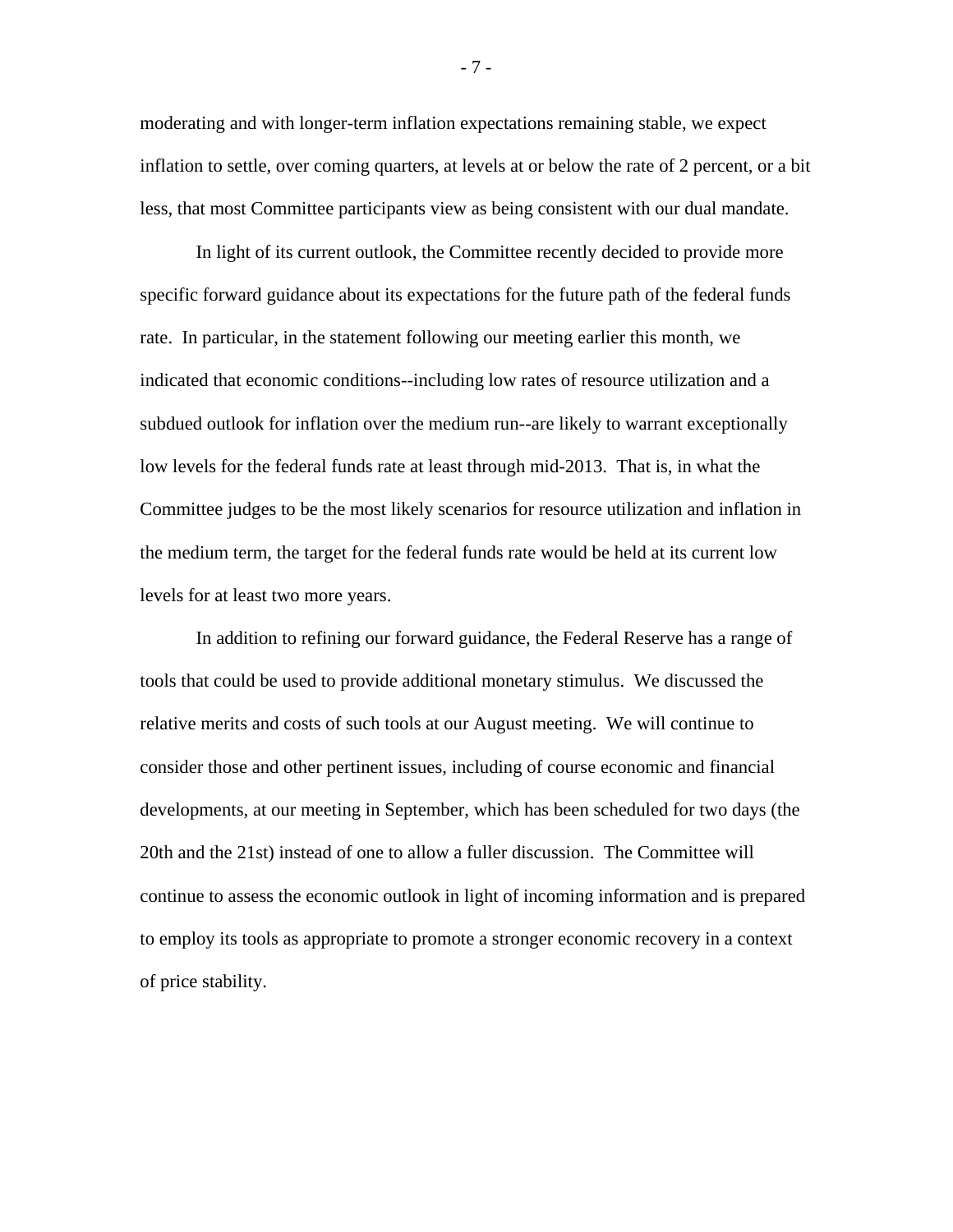moderating and with longer-term inflation expectations remaining stable, we expect inflation to settle, over coming quarters, at levels at or below the rate of 2 percent, or a bit less, that most Committee participants view as being consistent with our dual mandate.

In light of its current outlook, the Committee recently decided to provide more specific forward guidance about its expectations for the future path of the federal funds rate. In particular, in the statement following our meeting earlier this month, we indicated that economic conditions--including low rates of resource utilization and a subdued outlook for inflation over the medium run--are likely to warrant exceptionally low levels for the federal funds rate at least through mid-2013. That is, in what the Committee judges to be the most likely scenarios for resource utilization and inflation in the medium term, the target for the federal funds rate would be held at its current low levels for at least two more years.

In addition to refining our forward guidance, the Federal Reserve has a range of tools that could be used to provide additional monetary stimulus. We discussed the relative merits and costs of such tools at our August meeting. We will continue to consider those and other pertinent issues, including of course economic and financial developments, at our meeting in September, which has been scheduled for two days (the 20th and the 21st) instead of one to allow a fuller discussion. The Committee will continue to assess the economic outlook in light of incoming information and is prepared to employ its tools as appropriate to promote a stronger economic recovery in a context of price stability.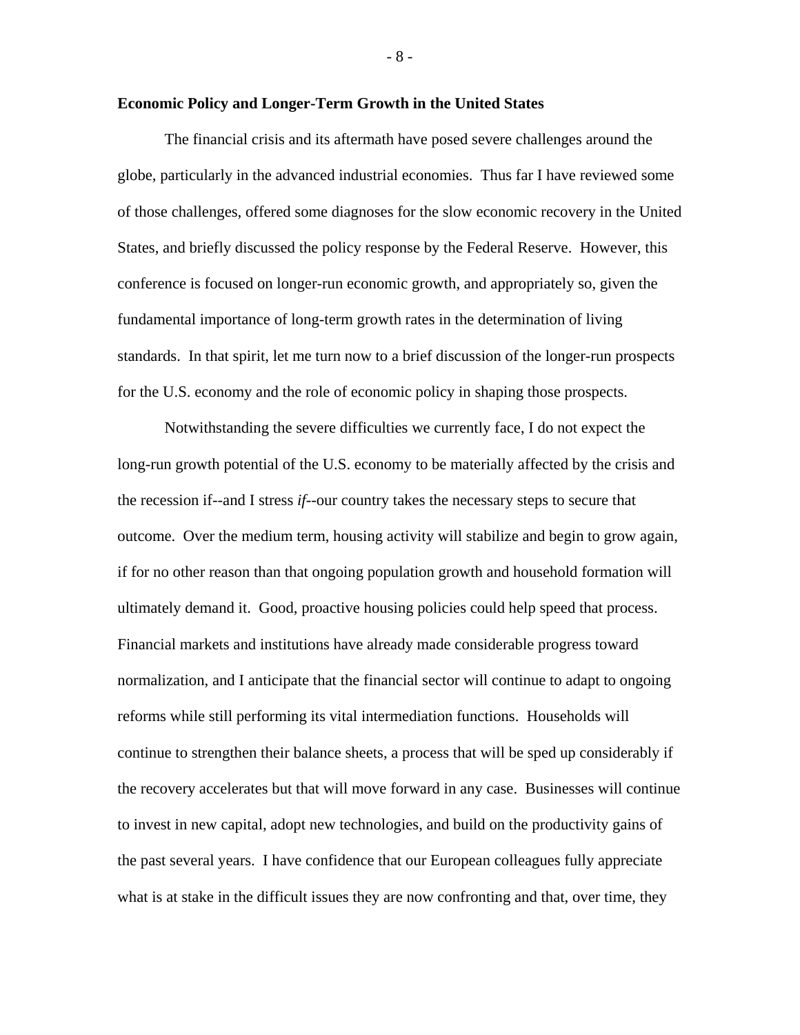**Economic Policy and Longer-Term Growth in the United States**

The financial crisis and its aftermath have posed severe challenges around the globe, particularly in the advanced industrial economies. Thus far I have reviewed some of those challenges, offered some diagnoses for the slow economic recovery in the United States, and briefly discussed the policy response by the Federal Reserve. However, this conference is focused on longer-run economic growth, and appropriately so, given the fundamental importance of long-term growth rates in the determination of living standards. In that spirit, let me turn now to a brief discussion of the longer-run prospects for the U.S. economy and the role of economic policy in shaping those prospects.

Notwithstanding the severe difficulties we currently face, I do not expect the long-run growth potential of the U.S. economy to be materially affected by the crisis and the recession if--and I stress *if*--our country takes the necessary steps to secure that outcome. Over the medium term, housing activity will stabilize and begin to grow again, if for no other reason than that ongoing population growth and household formation will ultimately demand it. Good, proactive housing policies could help speed that process. Financial markets and institutions have already made considerable progress toward normalization, and I anticipate that the financial sector will continue to adapt to ongoing reforms while still performing its vital intermediation functions. Households will continue to strengthen their balance sheets, a process that will be sped up considerably if the recovery accelerates but that will move forward in any case. Businesses will continue to invest in new capital, adopt new technologies, and build on the productivity gains of the past several years. I have confidence that our European colleagues fully appreciate what is at stake in the difficult issues they are now confronting and that, over time, they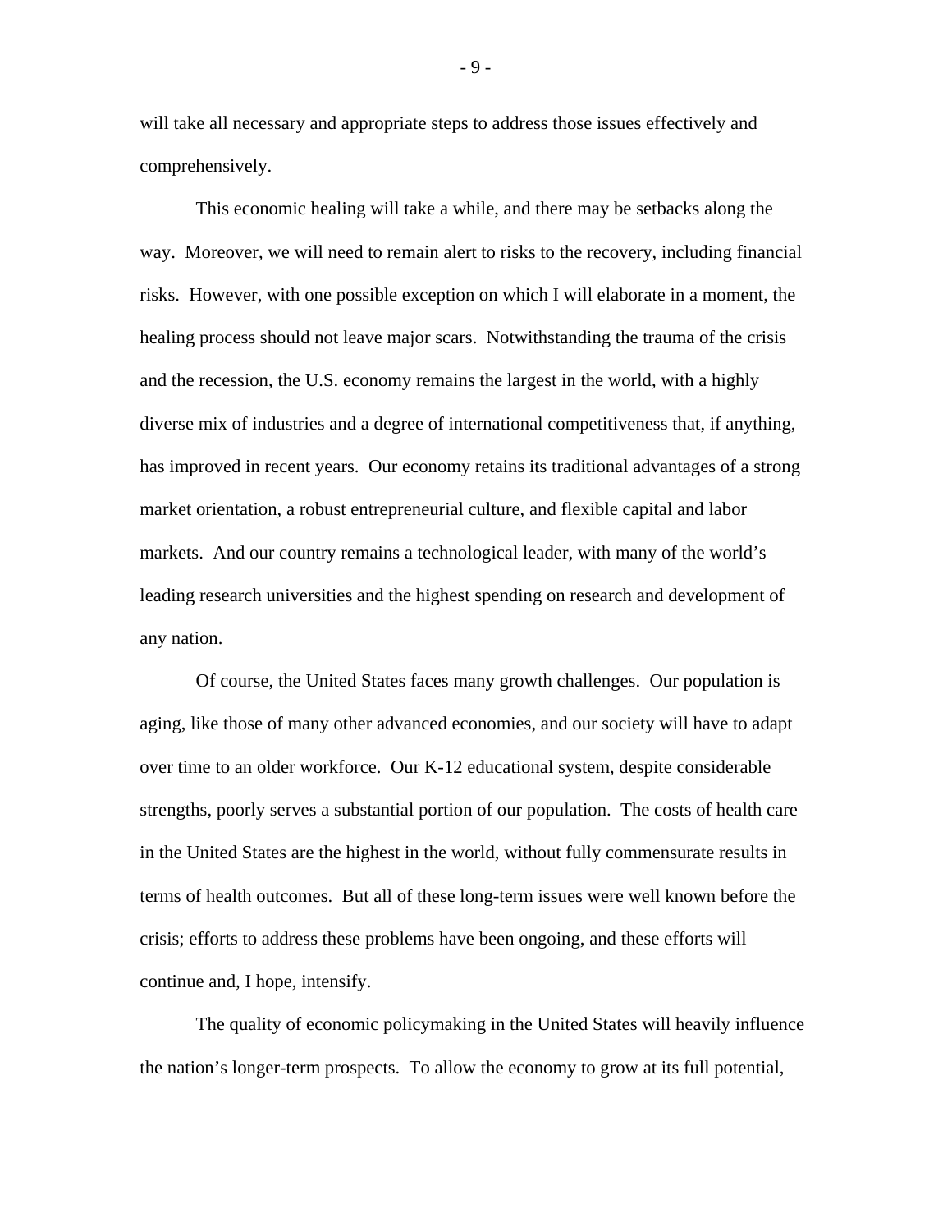will take all necessary and appropriate steps to address those issues effectively and comprehensively.

This economic healing will take a while, and there may be setbacks along the way. Moreover, we will need to remain alert to risks to the recovery, including financial risks. However, with one possible exception on which I will elaborate in a moment, the healing process should not leave major scars. Notwithstanding the trauma of the crisis and the recession, the U.S. economy remains the largest in the world, with a highly diverse mix of industries and a degree of international competitiveness that, if anything, has improved in recent years. Our economy retains its traditional advantages of a strong market orientation, a robust entrepreneurial culture, and flexible capital and labor markets. And our country remains a technological leader, with many of the world's leading research universities and the highest spending on research and development of any nation.

Of course, the United States faces many growth challenges. Our population is aging, like those of many other advanced economies, and our society will have to adapt over time to an older workforce. Our K-12 educational system, despite considerable strengths, poorly serves a substantial portion of our population. The costs of health care in the United States are the highest in the world, without fully commensurate results in terms of health outcomes. But all of these long-term issues were well known before the crisis; efforts to address these problems have been ongoing, and these efforts will continue and, I hope, intensify.

The quality of economic policymaking in the United States will heavily influence the nation's longer-term prospects. To allow the economy to grow at its full potential,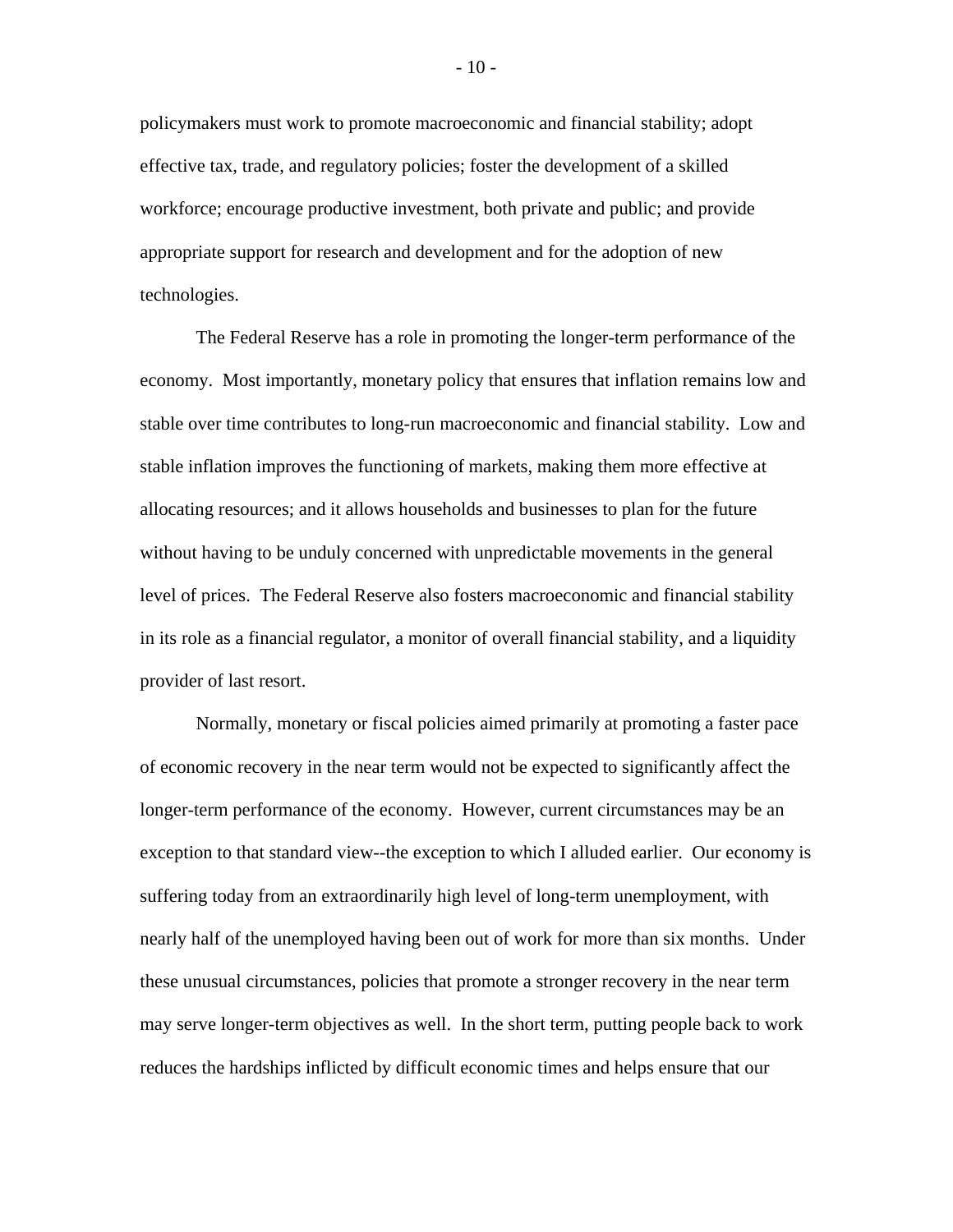policymakers must work to promote macroeconomic and financial stability; adopt effective tax, trade, and regulatory policies; foster the development of a skilled workforce; encourage productive investment, both private and public; and provide appropriate support for research and development and for the adoption of new technologies.

The Federal Reserve has a role in promoting the longer-term performance of the economy. Most importantly, monetary policy that ensures that inflation remains low and stable over time contributes to long-run macroeconomic and financial stability. Low and stable inflation improves the functioning of markets, making them more effective at allocating resources; and it allows households and businesses to plan for the future without having to be unduly concerned with unpredictable movements in the general level of prices. The Federal Reserve also fosters macroeconomic and financial stability in its role as a financial regulator, a monitor of overall financial stability, and a liquidity provider of last resort.

Normally, monetary or fiscal policies aimed primarily at promoting a faster pace of economic recovery in the near term would not be expected to significantly affect the longer-term performance of the economy. However, current circumstances may be an exception to that standard view--the exception to which I alluded earlier. Our economy is suffering today from an extraordinarily high level of long-term unemployment, with nearly half of the unemployed having been out of work for more than six months. Under these unusual circumstances, policies that promote a stronger recovery in the near term may serve longer-term objectives as well. In the short term, putting people back to work reduces the hardships inflicted by difficult economic times and helps ensure that our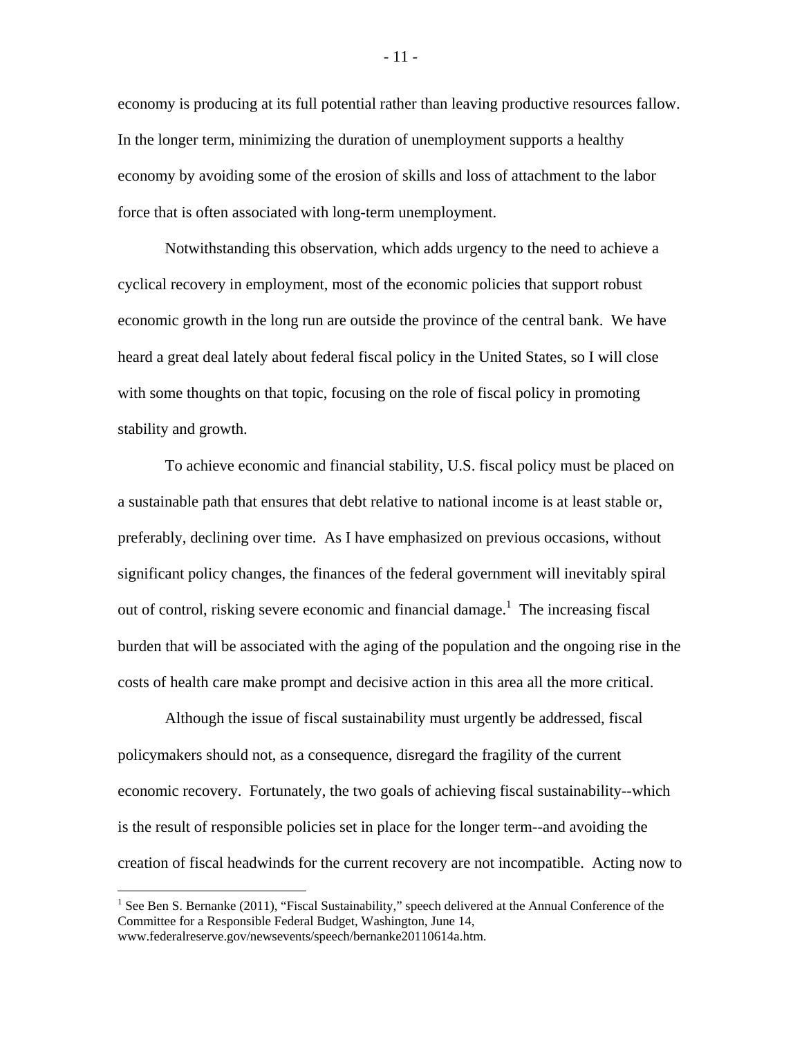economy is producing at its full potential rather than leaving productive resources fallow. In the longer term, minimizing the duration of unemployment supports a healthy economy by avoiding some of the erosion of skills and loss of attachment to the labor force that is often associated with long-term unemployment.

Notwithstanding this observation, which adds urgency to the need to achieve a cyclical recovery in employment, most of the economic policies that support robust economic growth in the long run are outside the province of the central bank. We have heard a great deal lately about federal fiscal policy in the United States, so I will close with some thoughts on that topic, focusing on the role of fiscal policy in promoting stability and growth.

To achieve economic and financial stability, U.S. fiscal policy must be placed on a sustainable path that ensures that debt relative to national income is at least stable or, preferably, declining over time. As I have emphasized on previous occasions, without significant policy changes, the finances of the federal government will inevitably spiral out of control, risking severe economic and financial damage.[1] The increasing fiscal burden that will be associated with the aging of the population and the ongoing rise in the costs of health care make prompt and decisive action in this area all the more critical.

Although the issue of fiscal sustainability must urgently be addressed, fiscal policymakers should not, as a consequence, disregard the fragility of the current economic recovery. Fortunately, the two goals of achieving fiscal sustainability--which is the result of responsible policies set in place for the longer term--and avoiding the creation of fiscal headwinds for the current recovery are not incompatible. Acting now to

---

[1] See Ben S. Bernanke (2011), "Fiscal Sustainability," speech delivered at the Annual Conference of the Committee for a Responsible Federal Budget, Washington, June 14, www.federalreserve.gov/newsevents/speech/bernanke20110614a.htm.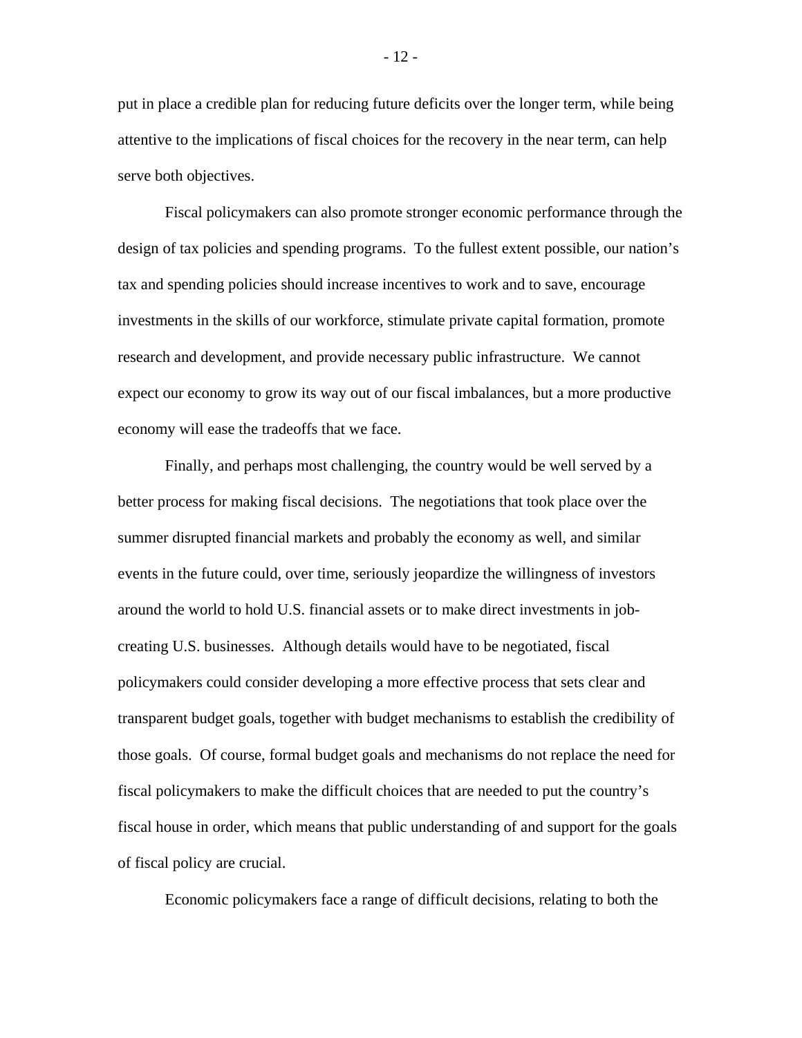put in place a credible plan for reducing future deficits over the longer term, while being attentive to the implications of fiscal choices for the recovery in the near term, can help serve both objectives.

Fiscal policymakers can also promote stronger economic performance through the design of tax policies and spending programs. To the fullest extent possible, our nation's tax and spending policies should increase incentives to work and to save, encourage investments in the skills of our workforce, stimulate private capital formation, promote research and development, and provide necessary public infrastructure. We cannot expect our economy to grow its way out of our fiscal imbalances, but a more productive economy will ease the tradeoffs that we face.

Finally, and perhaps most challenging, the country would be well served by a better process for making fiscal decisions. The negotiations that took place over the summer disrupted financial markets and probably the economy as well, and similar events in the future could, over time, seriously jeopardize the willingness of investors around the world to hold U.S. financial assets or to make direct investments in job-creating U.S. businesses. Although details would have to be negotiated, fiscal policymakers could consider developing a more effective process that sets clear and transparent budget goals, together with budget mechanisms to establish the credibility of those goals. Of course, formal budget goals and mechanisms do not replace the need for fiscal policymakers to make the difficult choices that are needed to put the country's fiscal house in order, which means that public understanding of and support for the goals of fiscal policy are crucial.

Economic policymakers face a range of difficult decisions, relating to both the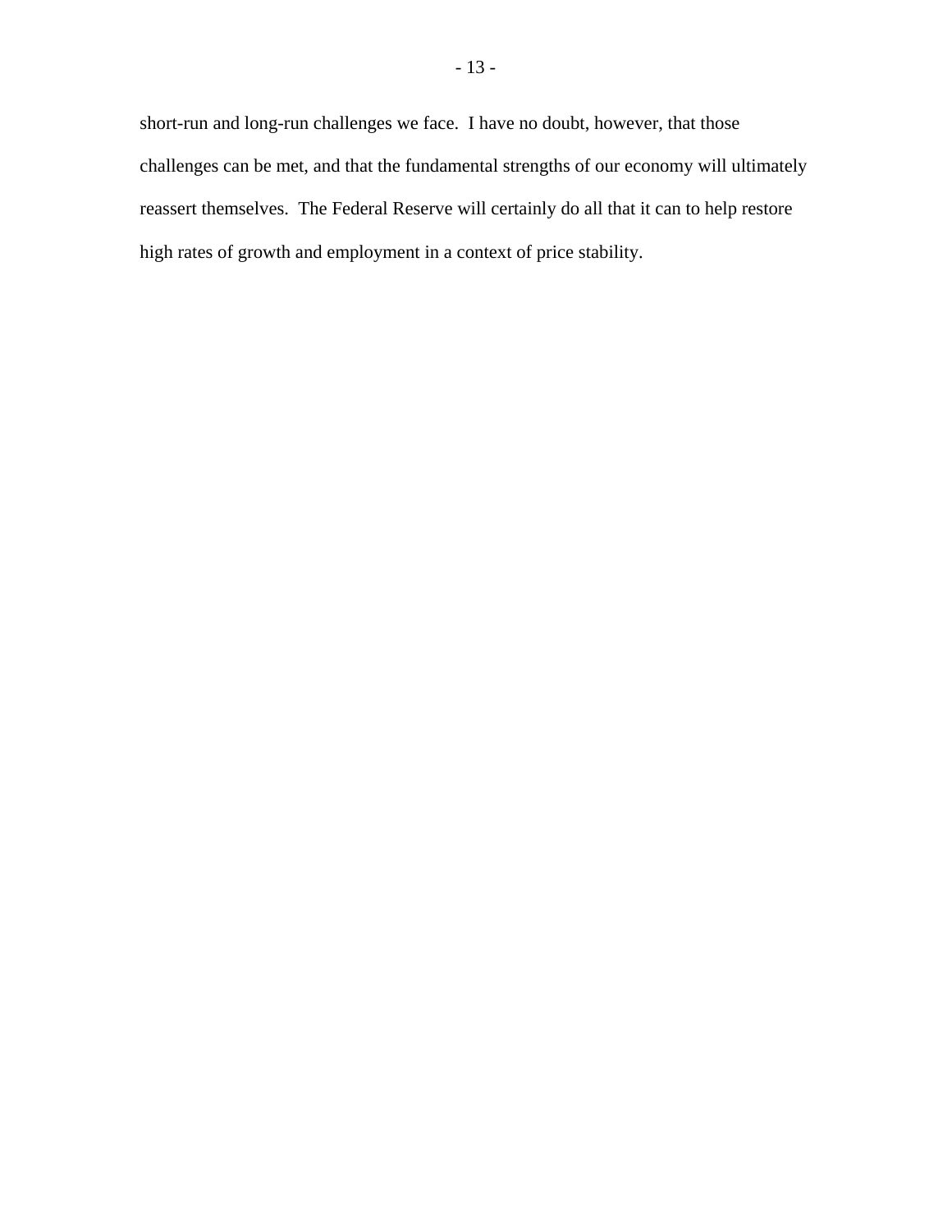short-run and long-run challenges we face. I have no doubt, however, that those challenges can be met, and that the fundamental strengths of our economy will ultimately reassert themselves. The Federal Reserve will certainly do all that it can to help restore high rates of growth and employment in a context of price stability.